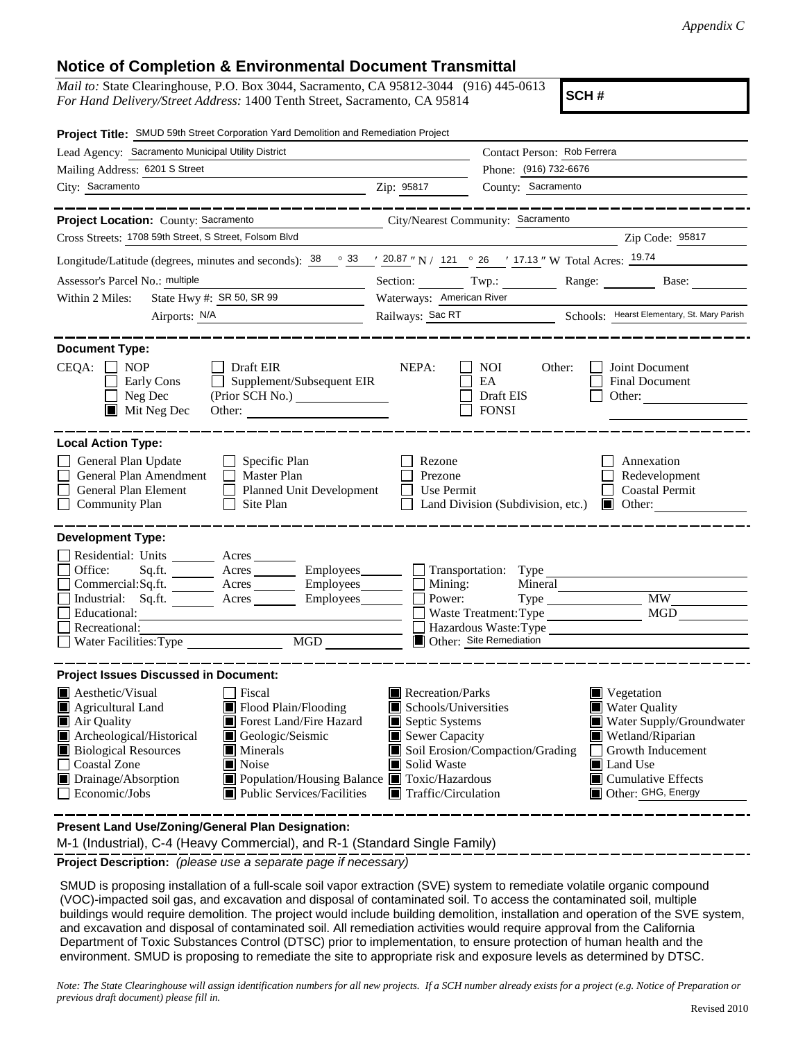*Appendix C*

# Notice of Completion & Environmental Document Transmittal

*Mail to:* State Clearinghouse, P.O. Box 3044, Sacramento, CA 95812-3044 (916) 445-0613
*For Hand Delivery/Street Address:* 1400 Tenth Street, Sacramento, CA 95814

**SCH #**

**Project Title:** SMUD 59th Street Corporation Yard Demolition and Remediation Project

Lead Agency: Sacramento Municipal Utility District
Contact Person: Rob Ferrera
Mailing Address: 6201 S Street
Phone: (916) 732-6676
City: Sacramento
Zip: 95817
County: Sacramento

---

**Project Location:** County: Sacramento
City/Nearest Community: Sacramento
Cross Streets: 1708 59th Street, S Street, Folsom Blvd
Zip Code: 95817

Longitude/Latitude (degrees, minutes and seconds): 38 ° 33 ′ 20.87 ″ N / 121 ° 26 ′ 17.13 ″ W Total Acres: 19.74

Assessor's Parcel No.: multiple
Section: ____ Twp.: ____ Range: ____ Base: ____

Within 2 Miles: State Hwy #: SR 50, SR 99
Waterways: American River
Airports: N/A
Railways: Sac RT
Schools: Hearst Elementary, St. Mary Parish

---

**Document Type:**

CEQA: ☐ NOP ☐ Early Cons ☐ Neg Dec ■ Mit Neg Dec ☐ Draft EIR ☐ Supplement/Subsequent EIR (Prior SCH No.) ____ Other: ____

NEPA: ☐ NOI ☐ EA ☐ Draft EIS ☐ FONSI

Other: ☐ Joint Document ☐ Final Document ☐ Other: ____

---

**Local Action Type:**

☐ General Plan Update
☐ General Plan Amendment
☐ General Plan Element
☐ Community Plan
☐ Specific Plan
☐ Master Plan
☐ Planned Unit Development
☐ Site Plan
☐ Rezone
☐ Prezone
☐ Use Permit
☐ Land Division (Subdivision, etc.)
☐ Annexation
☐ Redevelopment
☐ Coastal Permit
■ Other: ____

---

**Development Type:**

☐ Residential: Units ____ Acres ____
☐ Office: Sq.ft. ____ Acres ____ Employees ____
☐ Commercial: Sq.ft. ____ Acres ____ Employees ____
☐ Industrial: Sq.ft. ____ Acres ____ Employees ____
☐ Educational: ____
☐ Recreational: ____
☐ Water Facilities: Type ____ MGD ____
☐ Transportation: Type ____
☐ Mining: Mineral ____
☐ Power: Type ____ MW ____
☐ Waste Treatment: Type ____ MGD ____
☐ Hazardous Waste: Type ____
■ Other: Site Remediation

---

**Project Issues Discussed in Document:**

■ Aesthetic/Visual
■ Agricultural Land
■ Air Quality
■ Archeological/Historical
■ Biological Resources
☐ Coastal Zone
■ Drainage/Absorption
☐ Economic/Jobs
☐ Fiscal
■ Flood Plain/Flooding
■ Forest Land/Fire Hazard
■ Geologic/Seismic
■ Minerals
■ Noise
■ Population/Housing Balance
■ Public Services/Facilities
■ Recreation/Parks
■ Schools/Universities
■ Septic Systems
■ Sewer Capacity
■ Soil Erosion/Compaction/Grading
■ Solid Waste
■ Toxic/Hazardous
■ Traffic/Circulation
■ Vegetation
■ Water Quality
■ Water Supply/Groundwater
■ Wetland/Riparian
☐ Growth Inducement
■ Land Use
■ Cumulative Effects
■ Other: GHG, Energy

---

**Present Land Use/Zoning/General Plan Designation:**

M-1 (Industrial), C-4 (Heavy Commercial), and R-1 (Standard Single Family)

**Project Description:** *(please use a separate page if necessary)*

SMUD is proposing installation of a full-scale soil vapor extraction (SVE) system to remediate volatile organic compound (VOC)-impacted soil gas, and excavation and disposal of contaminated soil. To access the contaminated soil, multiple buildings would require demolition. The project would include building demolition, installation and operation of the SVE system, and excavation and disposal of contaminated soil. All remediation activities would require approval from the California Department of Toxic Substances Control (DTSC) prior to implementation, to ensure protection of human health and the environment. SMUD is proposing to remediate the site to appropriate risk and exposure levels as determined by DTSC.

*Note: The State Clearinghouse will assign identification numbers for all new projects. If a SCH number already exists for a project (e.g. Notice of Preparation or previous draft document) please fill in.*

Revised 2010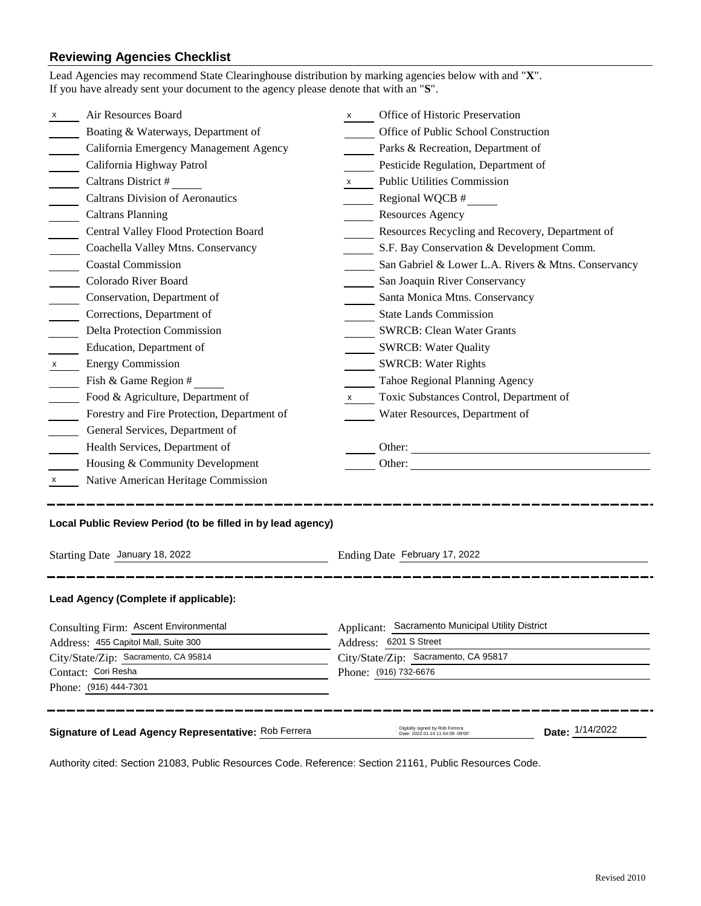## Reviewing Agencies Checklist

Lead Agencies may recommend State Clearinghouse distribution by marking agencies below with and "**X**".
If you have already sent your document to the agency please denote that with an "**S**".

| | | | |
|---|---|---|---|
| x | Air Resources Board | x | Office of Historic Preservation |
| | Boating & Waterways, Department of | | Office of Public School Construction |
| | California Emergency Management Agency | | Parks & Recreation, Department of |
| | California Highway Patrol | | Pesticide Regulation, Department of |
| | Caltrans District # | x | Public Utilities Commission |
| | Caltrans Division of Aeronautics | | Regional WQCB # |
| | Caltrans Planning | | Resources Agency |
| | Central Valley Flood Protection Board | | Resources Recycling and Recovery, Department of |
| | Coachella Valley Mtns. Conservancy | | S.F. Bay Conservation & Development Comm. |
| | Coastal Commission | | San Gabriel & Lower L.A. Rivers & Mtns. Conservancy |
| | Colorado River Board | | San Joaquin River Conservancy |
| | Conservation, Department of | | Santa Monica Mtns. Conservancy |
| | Corrections, Department of | | State Lands Commission |
| | Delta Protection Commission | | SWRCB: Clean Water Grants |
| | Education, Department of | | SWRCB: Water Quality |
| x | Energy Commission | | SWRCB: Water Rights |
| | Fish & Game Region # | | Tahoe Regional Planning Agency |
| | Food & Agriculture, Department of | x | Toxic Substances Control, Department of |
| | Forestry and Fire Protection, Department of | | Water Resources, Department of |
| | General Services, Department of | | |
| | Health Services, Department of | | Other: |
| | Housing & Community Development | | Other: |
| x | Native American Heritage Commission | | |

---

**Local Public Review Period (to be filled in by lead agency)**

Starting Date January 18, 2022 Ending Date February 17, 2022

---

**Lead Agency (Complete if applicable):**

Consulting Firm: Ascent Environmental
Address: 455 Capitol Mall, Suite 300
City/State/Zip: Sacramento, CA 95814
Contact: Cori Resha
Phone: (916) 444-7301

Applicant: Sacramento Municipal Utility District
Address: 6201 S Street
City/State/Zip: Sacramento, CA 95817
Phone: (916) 732-6676

---

**Signature of Lead Agency Representative:** Rob Ferrera Digitally signed by Rob Ferrera Date: 2022.01.14 11:54:09 -08'00' **Date:** 1/14/2022

Authority cited: Section 21083, Public Resources Code. Reference: Section 21161, Public Resources Code.

Revised 2010